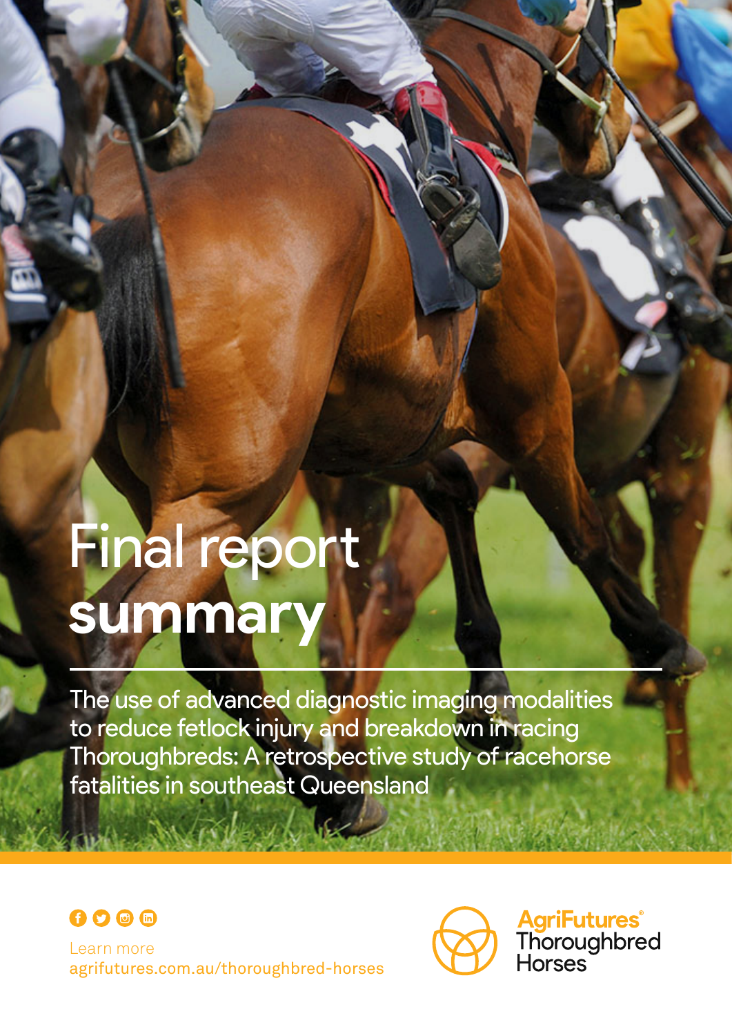# Final report summary

The use of advanced diagnostic imaging modalities to reduce fetlock injury and breakdown in racing Thoroughbreds: A retrospective study of racehorse fatalities in southeast Queensland

Learn more
agrifutures.com.au/thoroughbred-horses

AgriFutures® Thoroughbred Horses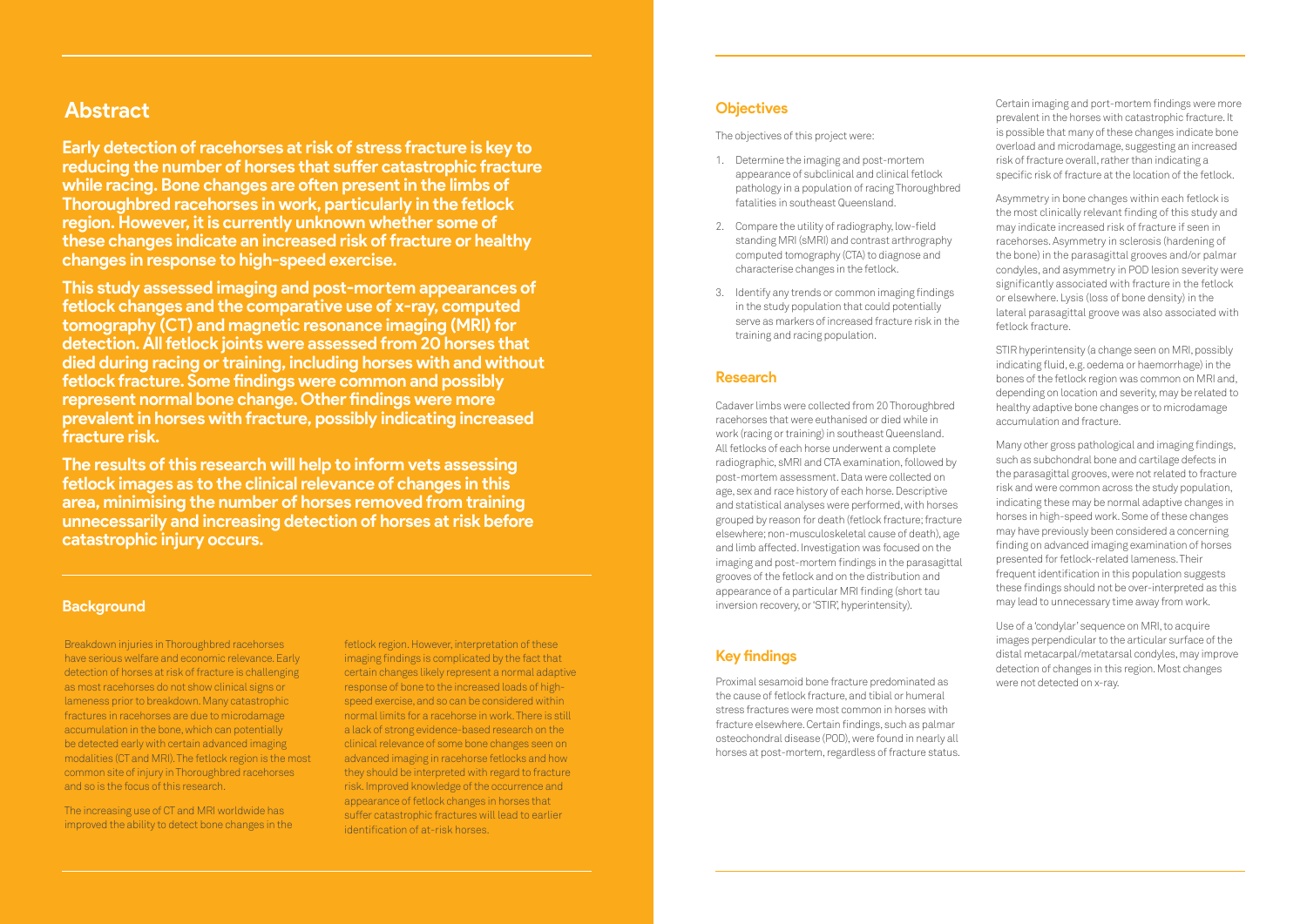## Abstract

**Early detection of racehorses at risk of stress fracture is key to reducing the number of horses that suffer catastrophic fracture while racing. Bone changes are often present in the limbs of Thoroughbred racehorses in work, particularly in the fetlock region. However, it is currently unknown whether some of these changes indicate an increased risk of fracture or healthy changes in response to high-speed exercise.**

**This study assessed imaging and post-mortem appearances of fetlock changes and the comparative use of x-ray, computed tomography (CT) and magnetic resonance imaging (MRI) for detection. All fetlock joints were assessed from 20 horses that died during racing or training, including horses with and without fetlock fracture. Some findings were common and possibly represent normal bone change. Other findings were more prevalent in horses with fracture, possibly indicating increased fracture risk.**

**The results of this research will help to inform vets assessing fetlock images as to the clinical relevance of changes in this area, minimising the number of horses removed from training unnecessarily and increasing detection of horses at risk before catastrophic injury occurs.**

## Background

Breakdown injuries in Thoroughbred racehorses have serious welfare and economic relevance. Early detection of horses at risk of fracture is challenging as most racehorses do not show clinical signs or lameness prior to breakdown. Many catastrophic fractures in racehorses are due to microdamage accumulation in the bone, which can potentially be detected early with certain advanced imaging modalities (CT and MRI). The fetlock region is the most common site of injury in Thoroughbred racehorses and so is the focus of this research.

The increasing use of CT and MRI worldwide has improved the ability to detect bone changes in the fetlock region. However, interpretation of these imaging findings is complicated by the fact that certain changes likely represent a normal adaptive response of bone to the increased loads of high-speed exercise, and so can be considered within normal limits for a racehorse in work. There is still a lack of strong evidence-based research on the clinical relevance of some bone changes seen on advanced imaging in racehorse fetlocks and how they should be interpreted with regard to fracture risk. Improved knowledge of the occurrence and appearance of fetlock changes in horses that suffer catastrophic fractures will lead to earlier identification of at-risk horses.

## Objectives

The objectives of this project were:

1. Determine the imaging and post-mortem appearance of subclinical and clinical fetlock pathology in a population of racing Thoroughbred fatalities in southeast Queensland.
2. Compare the utility of radiography, low-field standing MRI (sMRI) and contrast arthrography computed tomography (CTA) to diagnose and characterise changes in the fetlock.
3. Identify any trends or common imaging findings in the study population that could potentially serve as markers of increased fracture risk in the training and racing population.

## Research

Cadaver limbs were collected from 20 Thoroughbred racehorses that were euthanised or died while in work (racing or training) in southeast Queensland. All fetlocks of each horse underwent a complete radiographic, sMRI and CTA examination, followed by post-mortem assessment. Data were collected on age, sex and race history of each horse. Descriptive and statistical analyses were performed, with horses grouped by reason for death (fetlock fracture; fracture elsewhere; non-musculoskeletal cause of death), age and limb affected. Investigation was focused on the imaging and post-mortem findings in the parasagittal grooves of the fetlock and on the distribution and appearance of a particular MRI finding (short tau inversion recovery, or 'STIR', hyperintensity).

## Key findings

Proximal sesamoid bone fracture predominated as the cause of fetlock fracture, and tibial or humeral stress fractures were most common in horses with fracture elsewhere. Certain findings, such as palmar osteochondral disease (POD), were found in nearly all horses at post-mortem, regardless of fracture status.

Certain imaging and port-mortem findings were more prevalent in the horses with catastrophic fracture. It is possible that many of these changes indicate bone overload and microdamage, suggesting an increased risk of fracture overall, rather than indicating a specific risk of fracture at the location of the fetlock.

Asymmetry in bone changes within each fetlock is the most clinically relevant finding of this study and may indicate increased risk of fracture if seen in racehorses. Asymmetry in sclerosis (hardening of the bone) in the parasagittal grooves and/or palmar condyles, and asymmetry in POD lesion severity were significantly associated with fracture in the fetlock or elsewhere. Lysis (loss of bone density) in the lateral parasagittal groove was also associated with fetlock fracture.

STIR hyperintensity (a change seen on MRI, possibly indicating fluid, e.g. oedema or haemorrhage) in the bones of the fetlock region was common on MRI and, depending on location and severity, may be related to healthy adaptive bone changes or to microdamage accumulation and fracture.

Many other gross pathological and imaging findings, such as subchondral bone and cartilage defects in the parasagittal grooves, were not related to fracture risk and were common across the study population, indicating these may be normal adaptive changes in horses in high-speed work. Some of these changes may have previously been considered a concerning finding on advanced imaging examination of horses presented for fetlock-related lameness. Their frequent identification in this population suggests these findings should not be over-interpreted as this may lead to unnecessary time away from work.

Use of a 'condylar' sequence on MRI, to acquire images perpendicular to the articular surface of the distal metacarpal/metatarsal condyles, may improve detection of changes in this region. Most changes were not detected on x-ray.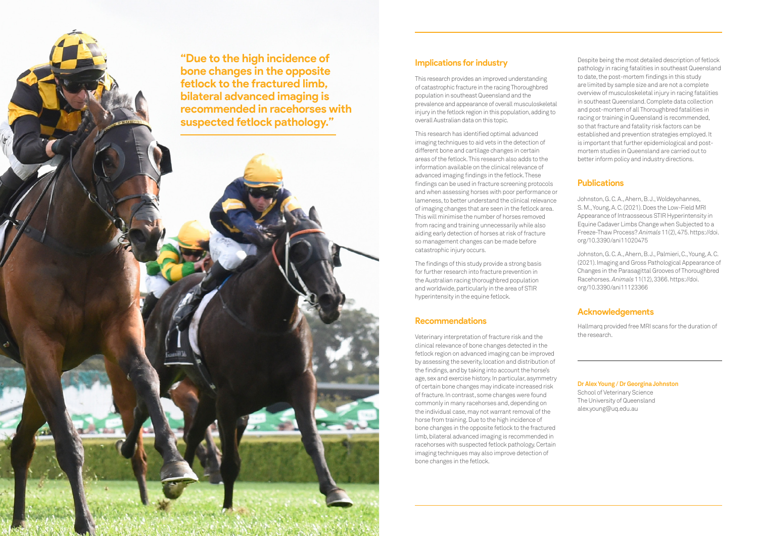> **"Due to the high incidence of bone changes in the opposite fetlock to the fractured limb, bilateral advanced imaging is recommended in racehorses with suspected fetlock pathology."**

## Implications for industry

This research provides an improved understanding of catastrophic fracture in the racing Thoroughbred population in southeast Queensland and the prevalence and appearance of overall musculoskeletal injury in the fetlock region in this population, adding to overall Australian data on this topic.

This research has identified optimal advanced imaging techniques to aid vets in the detection of different bone and cartilage changes in certain areas of the fetlock. This research also adds to the information available on the clinical relevance of advanced imaging findings in the fetlock. These findings can be used in fracture screening protocols and when assessing horses with poor performance or lameness, to better understand the clinical relevance of imaging changes that are seen in the fetlock area. This will minimise the number of horses removed from racing and training unnecessarily while also aiding early detection of horses at risk of fracture so management changes can be made before catastrophic injury occurs.

The findings of this study provide a strong basis for further research into fracture prevention in the Australian racing thoroughbred population and worldwide, particularly in the area of STIR hyperintensity in the equine fetlock.

## Recommendations

Veterinary interpretation of fracture risk and the clinical relevance of bone changes detected in the fetlock region on advanced imaging can be improved by assessing the severity, location and distribution of the findings, and by taking into account the horse's age, sex and exercise history. In particular, asymmetry of certain bone changes may indicate increased risk of fracture. In contrast, some changes were found commonly in many racehorses and, depending on the individual case, may not warrant removal of the horse from training. Due to the high incidence of bone changes in the opposite fetlock to the fractured limb, bilateral advanced imaging is recommended in racehorses with suspected fetlock pathology. Certain imaging techniques may also improve detection of bone changes in the fetlock.

Despite being the most detailed description of fetlock pathology in racing fatalities in southeast Queensland to date, the post-mortem findings in this study are limited by sample size and are not a complete overview of musculoskeletal injury in racing fatalities in southeast Queensland. Complete data collection and post-mortem of all Thoroughbred fatalities in racing or training in Queensland is recommended, so that fracture and fatality risk factors can be established and prevention strategies employed. It is important that further epidemiological and post-mortem studies in Queensland are carried out to better inform policy and industry directions.

## Publications

Johnston, G. C. A., Ahern, B. J., Woldeyohannes, S. M., Young, A. C. (2021). Does the Low-Field MRI Appearance of Intraosseous STIR Hyperintensity in Equine Cadaver Limbs Change when Subjected to a Freeze-Thaw Process? *Animals* 11(2), 475. https://doi.org/10.3390/ani11020475

Johnston, G. C. A., Ahern, B. J., Palmieri, C., Young, A. C. (2021). Imaging and Gross Pathological Appearance of Changes in the Parasagittal Grooves of Thoroughbred Racehorses. *Animals* 11(12), 3366. https://doi.org/10.3390/ani11123366

## Acknowledgements

Hallmarq provided free MRI scans for the duration of the research.

**Dr Alex Young / Dr Georgina Johnston**
School of Veterinary Science
The University of Queensland
alex.young@uq.edu.au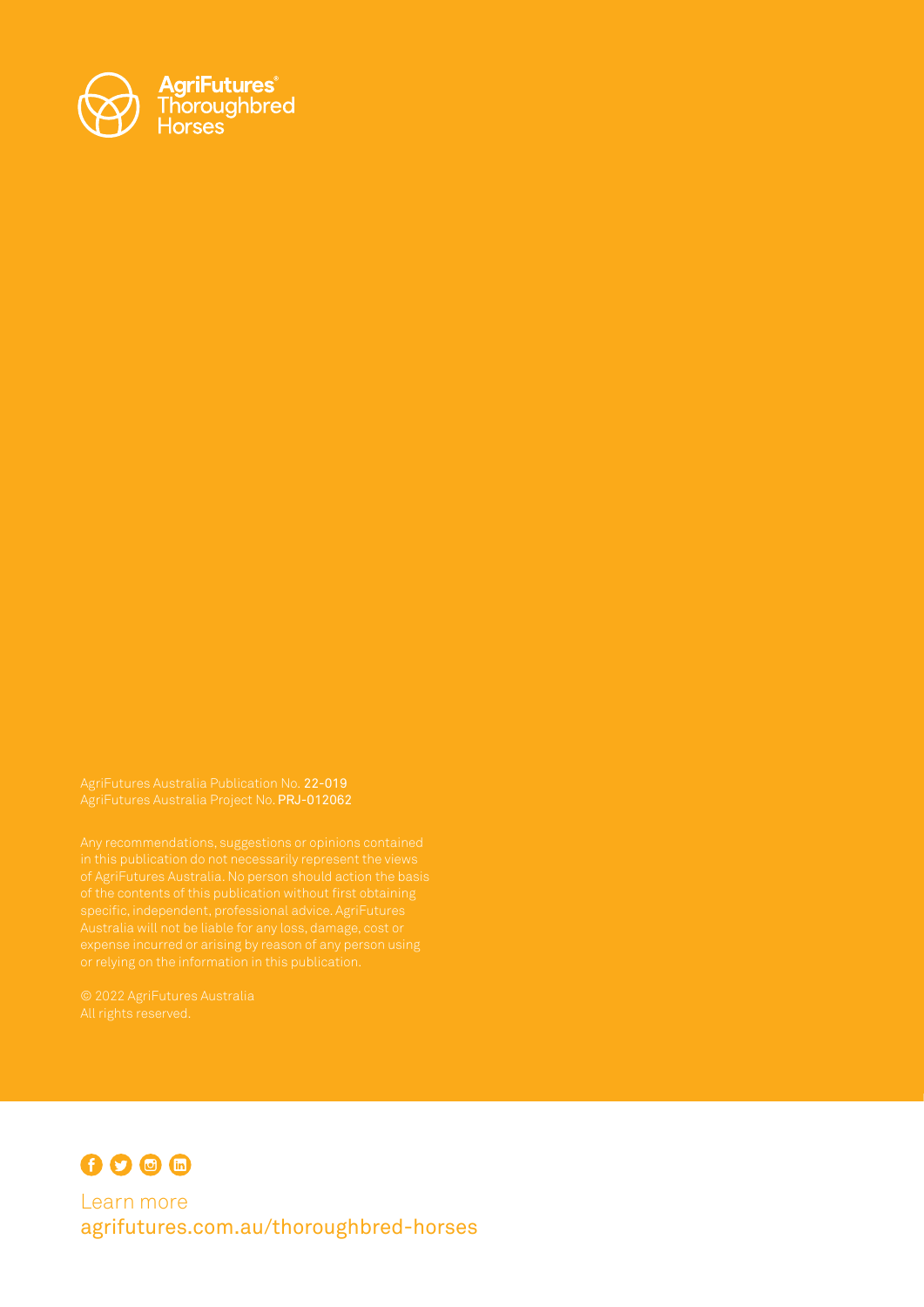AgriFutures®
Thoroughbred
Horses

AgriFutures Australia Publication No. 22-019
AgriFutures Australia Project No. PRJ-012062

Any recommendations, suggestions or opinions contained in this publication do not necessarily represent the views of AgriFutures Australia. No person should action the basis of the contents of this publication without first obtaining specific, independent, professional advice. AgriFutures Australia will not be liable for any loss, damage, cost or expense incurred or arising by reason of any person using or relying on the information in this publication.

© 2022 AgriFutures Australia
All rights reserved.

Learn more
agrifutures.com.au/thoroughbred-horses